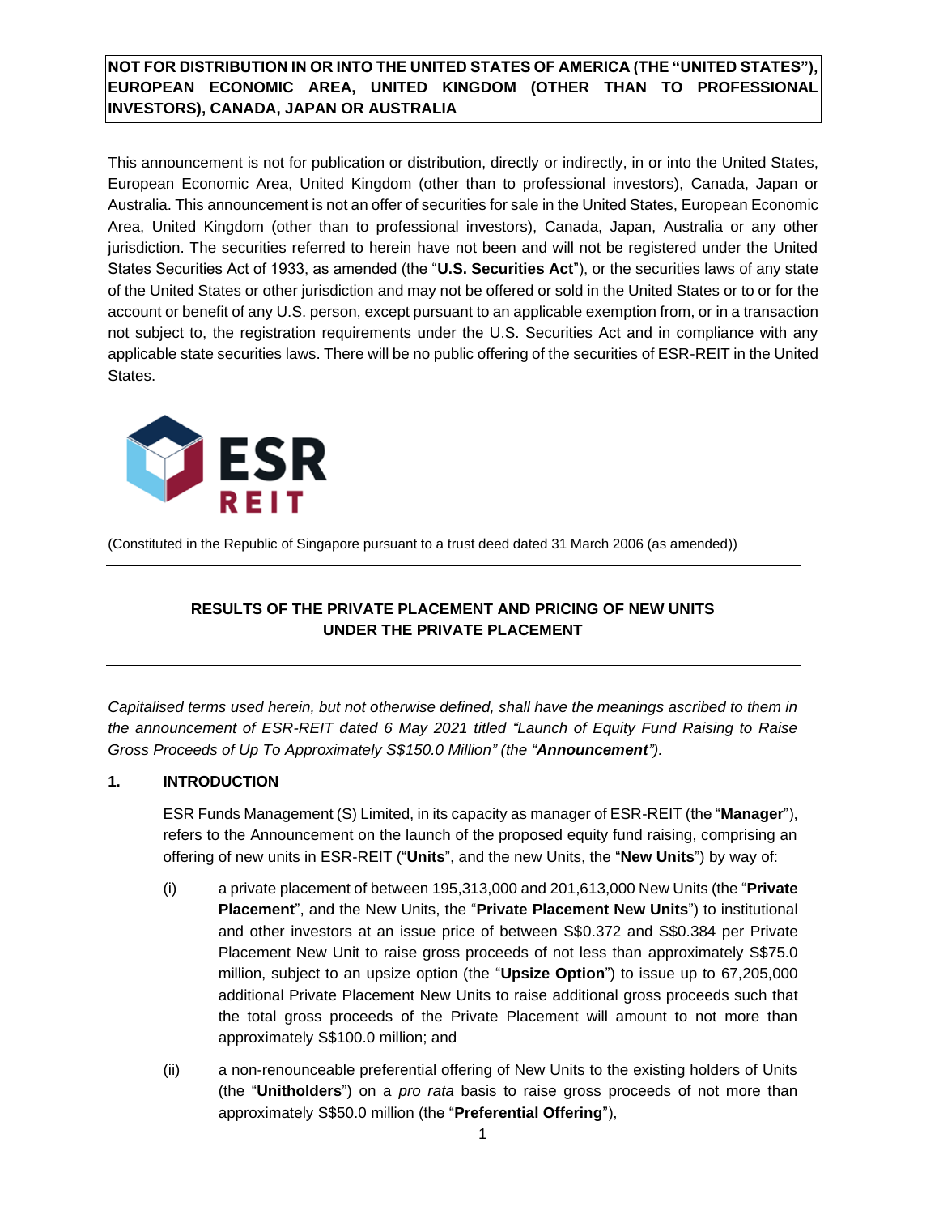**NOT FOR DISTRIBUTION IN OR INTO THE UNITED STATES OF AMERICA (THE "UNITED STATES"), EUROPEAN ECONOMIC AREA, UNITED KINGDOM (OTHER THAN TO PROFESSIONAL INVESTORS), CANADA, JAPAN OR AUSTRALIA**

This announcement is not for publication or distribution, directly or indirectly, in or into the United States, European Economic Area, United Kingdom (other than to professional investors), Canada, Japan or Australia. This announcement is not an offer of securities for sale in the United States, European Economic Area, United Kingdom (other than to professional investors), Canada, Japan, Australia or any other jurisdiction. The securities referred to herein have not been and will not be registered under the United States Securities Act of 1933, as amended (the "**U.S. Securities Act**"), or the securities laws of any state of the United States or other jurisdiction and may not be offered or sold in the United States or to or for the account or benefit of any U.S. person, except pursuant to an applicable exemption from, or in a transaction not subject to, the registration requirements under the U.S. Securities Act and in compliance with any applicable state securities laws. There will be no public offering of the securities of ESR-REIT in the United States.

ESR REIT

(Constituted in the Republic of Singapore pursuant to a trust deed dated 31 March 2006 (as amended))

# RESULTS OF THE PRIVATE PLACEMENT AND PRICING OF NEW UNITS UNDER THE PRIVATE PLACEMENT

*Capitalised terms used herein, but not otherwise defined, shall have the meanings ascribed to them in the announcement of ESR-REIT dated 6 May 2021 titled "Launch of Equity Fund Raising to Raise Gross Proceeds of Up To Approximately S$150.0 Million" (the "**Announcement**").*

## 1. INTRODUCTION

ESR Funds Management (S) Limited, in its capacity as manager of ESR-REIT (the "**Manager**"), refers to the Announcement on the launch of the proposed equity fund raising, comprising an offering of new units in ESR-REIT ("**Units**", and the new Units, the "**New Units**") by way of:

(i) a private placement of between 195,313,000 and 201,613,000 New Units (the "**Private Placement**", and the New Units, the "**Private Placement New Units**") to institutional and other investors at an issue price of between S$0.372 and S$0.384 per Private Placement New Unit to raise gross proceeds of not less than approximately S$75.0 million, subject to an upsize option (the "**Upsize Option**") to issue up to 67,205,000 additional Private Placement New Units to raise additional gross proceeds such that the total gross proceeds of the Private Placement will amount to not more than approximately S$100.0 million; and

(ii) a non-renounceable preferential offering of New Units to the existing holders of Units (the "**Unitholders**") on a *pro rata* basis to raise gross proceeds of not more than approximately S$50.0 million (the "**Preferential Offering**"),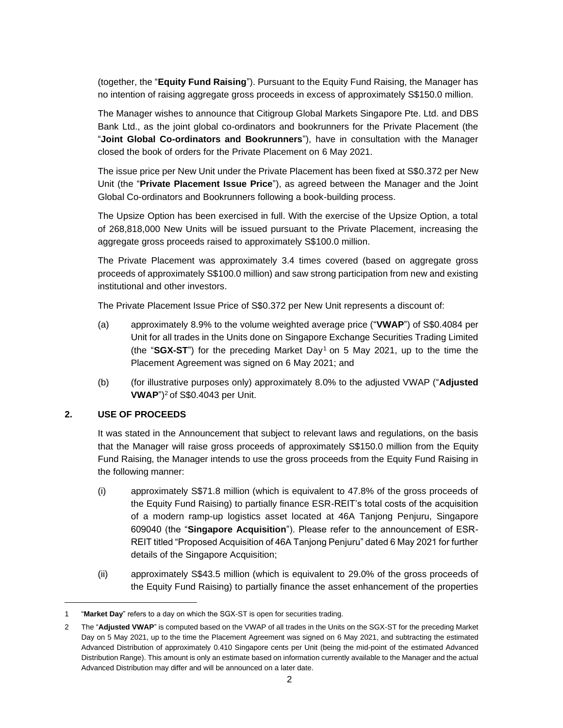(together, the "**Equity Fund Raising**"). Pursuant to the Equity Fund Raising, the Manager has no intention of raising aggregate gross proceeds in excess of approximately S$150.0 million.

The Manager wishes to announce that Citigroup Global Markets Singapore Pte. Ltd. and DBS Bank Ltd., as the joint global co-ordinators and bookrunners for the Private Placement (the "**Joint Global Co-ordinators and Bookrunners**"), have in consultation with the Manager closed the book of orders for the Private Placement on 6 May 2021.

The issue price per New Unit under the Private Placement has been fixed at S$0.372 per New Unit (the "**Private Placement Issue Price**"), as agreed between the Manager and the Joint Global Co-ordinators and Bookrunners following a book-building process.

The Upsize Option has been exercised in full. With the exercise of the Upsize Option, a total of 268,818,000 New Units will be issued pursuant to the Private Placement, increasing the aggregate gross proceeds raised to approximately S$100.0 million.

The Private Placement was approximately 3.4 times covered (based on aggregate gross proceeds of approximately S$100.0 million) and saw strong participation from new and existing institutional and other investors.

The Private Placement Issue Price of S$0.372 per New Unit represents a discount of:

(a) approximately 8.9% to the volume weighted average price ("**VWAP**") of S$0.4084 per Unit for all trades in the Units done on Singapore Exchange Securities Trading Limited (the "**SGX-ST**") for the preceding Market Day[1] on 5 May 2021, up to the time the Placement Agreement was signed on 6 May 2021; and

(b) (for illustrative purposes only) approximately 8.0% to the adjusted VWAP ("**Adjusted VWAP**")[2] of S$0.4043 per Unit.

## 2. USE OF PROCEEDS

It was stated in the Announcement that subject to relevant laws and regulations, on the basis that the Manager will raise gross proceeds of approximately S$150.0 million from the Equity Fund Raising, the Manager intends to use the gross proceeds from the Equity Fund Raising in the following manner:

(i) approximately S$71.8 million (which is equivalent to 47.8% of the gross proceeds of the Equity Fund Raising) to partially finance ESR-REIT's total costs of the acquisition of a modern ramp-up logistics asset located at 46A Tanjong Penjuru, Singapore 609040 (the "**Singapore Acquisition**"). Please refer to the announcement of ESR-REIT titled "Proposed Acquisition of 46A Tanjong Penjuru" dated 6 May 2021 for further details of the Singapore Acquisition;

(ii) approximately S$43.5 million (which is equivalent to 29.0% of the gross proceeds of the Equity Fund Raising) to partially finance the asset enhancement of the properties

---

1 "**Market Day**" refers to a day on which the SGX-ST is open for securities trading.

2 The "**Adjusted VWAP**" is computed based on the VWAP of all trades in the Units on the SGX-ST for the preceding Market Day on 5 May 2021, up to the time the Placement Agreement was signed on 6 May 2021, and subtracting the estimated Advanced Distribution of approximately 0.410 Singapore cents per Unit (being the mid-point of the estimated Advanced Distribution Range). This amount is only an estimate based on information currently available to the Manager and the actual Advanced Distribution may differ and will be announced on a later date.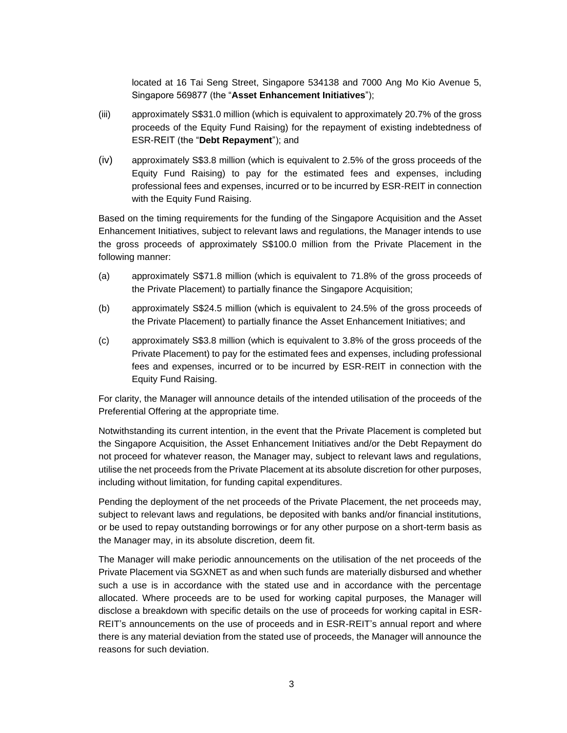located at 16 Tai Seng Street, Singapore 534138 and 7000 Ang Mo Kio Avenue 5, Singapore 569877 (the "**Asset Enhancement Initiatives**");

(iii) approximately S$31.0 million (which is equivalent to approximately 20.7% of the gross proceeds of the Equity Fund Raising) for the repayment of existing indebtedness of ESR-REIT (the "**Debt Repayment**"); and

(iv) approximately S$3.8 million (which is equivalent to 2.5% of the gross proceeds of the Equity Fund Raising) to pay for the estimated fees and expenses, including professional fees and expenses, incurred or to be incurred by ESR-REIT in connection with the Equity Fund Raising.

Based on the timing requirements for the funding of the Singapore Acquisition and the Asset Enhancement Initiatives, subject to relevant laws and regulations, the Manager intends to use the gross proceeds of approximately S$100.0 million from the Private Placement in the following manner:

(a) approximately S$71.8 million (which is equivalent to 71.8% of the gross proceeds of the Private Placement) to partially finance the Singapore Acquisition;

(b) approximately S$24.5 million (which is equivalent to 24.5% of the gross proceeds of the Private Placement) to partially finance the Asset Enhancement Initiatives; and

(c) approximately S$3.8 million (which is equivalent to 3.8% of the gross proceeds of the Private Placement) to pay for the estimated fees and expenses, including professional fees and expenses, incurred or to be incurred by ESR-REIT in connection with the Equity Fund Raising.

For clarity, the Manager will announce details of the intended utilisation of the proceeds of the Preferential Offering at the appropriate time.

Notwithstanding its current intention, in the event that the Private Placement is completed but the Singapore Acquisition, the Asset Enhancement Initiatives and/or the Debt Repayment do not proceed for whatever reason, the Manager may, subject to relevant laws and regulations, utilise the net proceeds from the Private Placement at its absolute discretion for other purposes, including without limitation, for funding capital expenditures.

Pending the deployment of the net proceeds of the Private Placement, the net proceeds may, subject to relevant laws and regulations, be deposited with banks and/or financial institutions, or be used to repay outstanding borrowings or for any other purpose on a short-term basis as the Manager may, in its absolute discretion, deem fit.

The Manager will make periodic announcements on the utilisation of the net proceeds of the Private Placement via SGXNET as and when such funds are materially disbursed and whether such a use is in accordance with the stated use and in accordance with the percentage allocated. Where proceeds are to be used for working capital purposes, the Manager will disclose a breakdown with specific details on the use of proceeds for working capital in ESR-REIT's announcements on the use of proceeds and in ESR-REIT's annual report and where there is any material deviation from the stated use of proceeds, the Manager will announce the reasons for such deviation.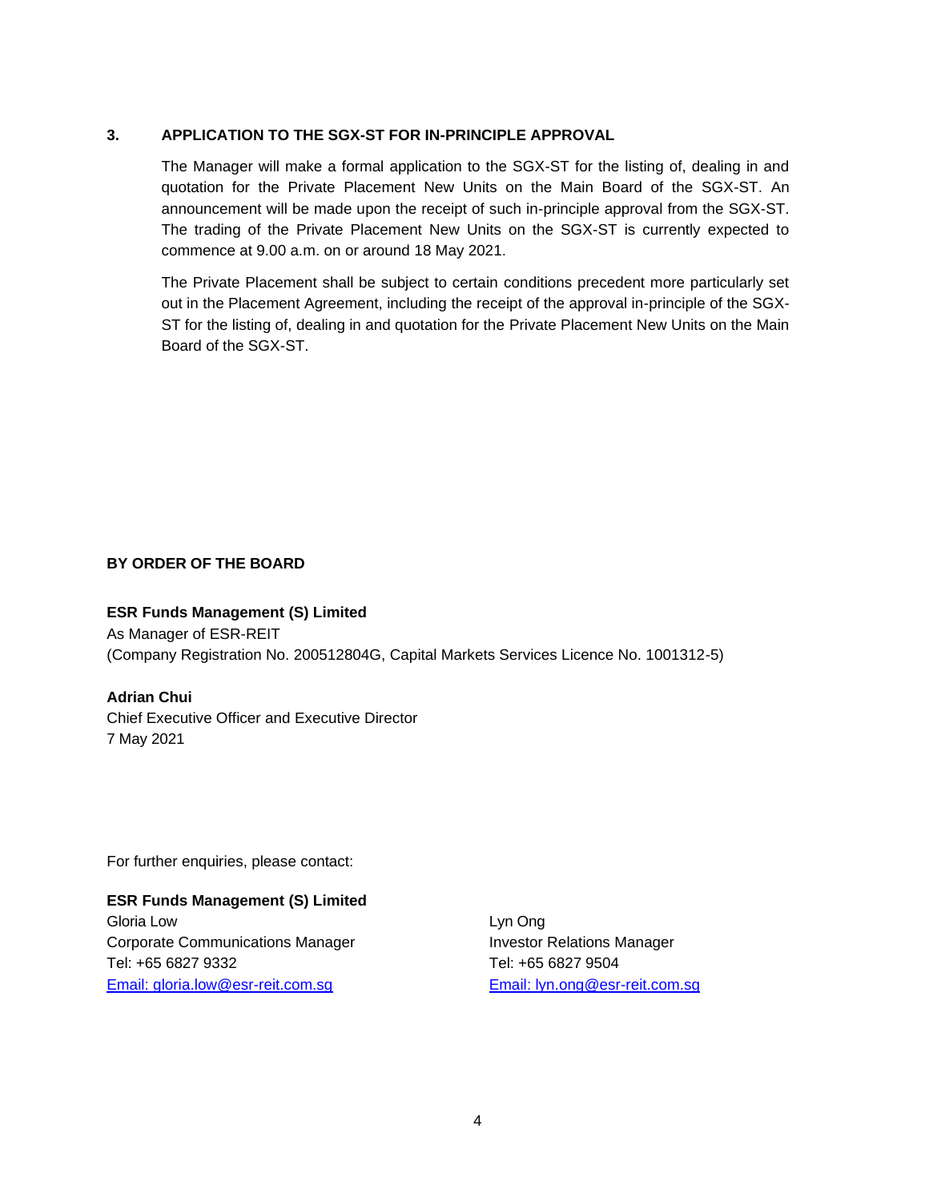## 3. APPLICATION TO THE SGX-ST FOR IN-PRINCIPLE APPROVAL

The Manager will make a formal application to the SGX-ST for the listing of, dealing in and quotation for the Private Placement New Units on the Main Board of the SGX-ST. An announcement will be made upon the receipt of such in-principle approval from the SGX-ST. The trading of the Private Placement New Units on the SGX-ST is currently expected to commence at 9.00 a.m. on or around 18 May 2021.

The Private Placement shall be subject to certain conditions precedent more particularly set out in the Placement Agreement, including the receipt of the approval in-principle of the SGX-ST for the listing of, dealing in and quotation for the Private Placement New Units on the Main Board of the SGX-ST.

**BY ORDER OF THE BOARD**

**ESR Funds Management (S) Limited**
As Manager of ESR-REIT
(Company Registration No. 200512804G, Capital Markets Services Licence No. 1001312-5)

**Adrian Chui**
Chief Executive Officer and Executive Director
7 May 2021

For further enquiries, please contact:

**ESR Funds Management (S) Limited**

Gloria Low
Corporate Communications Manager
Tel: +65 6827 9332
Email: gloria.low@esr-reit.com.sg

Lyn Ong
Investor Relations Manager
Tel: +65 6827 9504
Email: lyn.ong@esr-reit.com.sg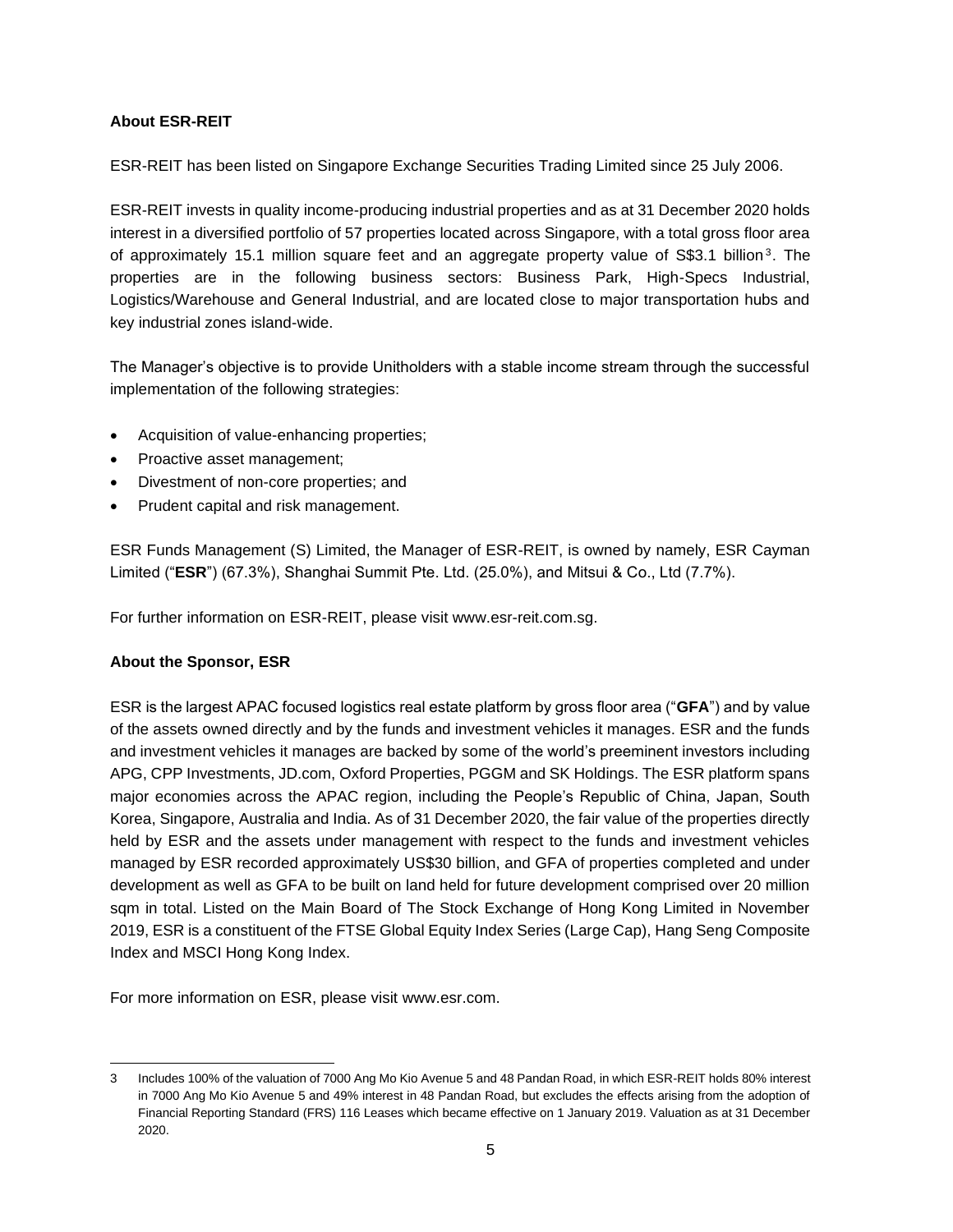**About ESR-REIT**

ESR-REIT has been listed on Singapore Exchange Securities Trading Limited since 25 July 2006.

ESR-REIT invests in quality income-producing industrial properties and as at 31 December 2020 holds interest in a diversified portfolio of 57 properties located across Singapore, with a total gross floor area of approximately 15.1 million square feet and an aggregate property value of S$3.1 billion[3]. The properties are in the following business sectors: Business Park, High-Specs Industrial, Logistics/Warehouse and General Industrial, and are located close to major transportation hubs and key industrial zones island-wide.

The Manager's objective is to provide Unitholders with a stable income stream through the successful implementation of the following strategies:

- Acquisition of value-enhancing properties;
- Proactive asset management;
- Divestment of non-core properties; and
- Prudent capital and risk management.

ESR Funds Management (S) Limited, the Manager of ESR-REIT, is owned by namely, ESR Cayman Limited ("**ESR**") (67.3%), Shanghai Summit Pte. Ltd. (25.0%), and Mitsui & Co., Ltd (7.7%).

For further information on ESR-REIT, please visit www.esr-reit.com.sg.

**About the Sponsor, ESR**

ESR is the largest APAC focused logistics real estate platform by gross floor area ("**GFA**") and by value of the assets owned directly and by the funds and investment vehicles it manages. ESR and the funds and investment vehicles it manages are backed by some of the world's preeminent investors including APG, CPP Investments, JD.com, Oxford Properties, PGGM and SK Holdings. The ESR platform spans major economies across the APAC region, including the People's Republic of China, Japan, South Korea, Singapore, Australia and India. As of 31 December 2020, the fair value of the properties directly held by ESR and the assets under management with respect to the funds and investment vehicles managed by ESR recorded approximately US$30 billion, and GFA of properties completed and under development as well as GFA to be built on land held for future development comprised over 20 million sqm in total. Listed on the Main Board of The Stock Exchange of Hong Kong Limited in November 2019, ESR is a constituent of the FTSE Global Equity Index Series (Large Cap), Hang Seng Composite Index and MSCI Hong Kong Index.

For more information on ESR, please visit www.esr.com.

---

3 Includes 100% of the valuation of 7000 Ang Mo Kio Avenue 5 and 48 Pandan Road, in which ESR-REIT holds 80% interest in 7000 Ang Mo Kio Avenue 5 and 49% interest in 48 Pandan Road, but excludes the effects arising from the adoption of Financial Reporting Standard (FRS) 116 Leases which became effective on 1 January 2019. Valuation as at 31 December 2020.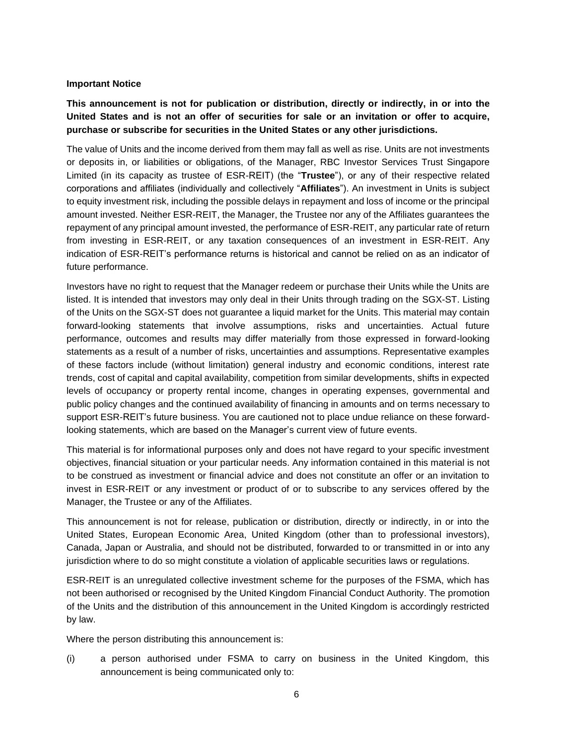**Important Notice**

**This announcement is not for publication or distribution, directly or indirectly, in or into the United States and is not an offer of securities for sale or an invitation or offer to acquire, purchase or subscribe for securities in the United States or any other jurisdictions.**

The value of Units and the income derived from them may fall as well as rise. Units are not investments or deposits in, or liabilities or obligations, of the Manager, RBC Investor Services Trust Singapore Limited (in its capacity as trustee of ESR-REIT) (the "**Trustee**"), or any of their respective related corporations and affiliates (individually and collectively "**Affiliates**"). An investment in Units is subject to equity investment risk, including the possible delays in repayment and loss of income or the principal amount invested. Neither ESR-REIT, the Manager, the Trustee nor any of the Affiliates guarantees the repayment of any principal amount invested, the performance of ESR-REIT, any particular rate of return from investing in ESR-REIT, or any taxation consequences of an investment in ESR-REIT. Any indication of ESR-REIT's performance returns is historical and cannot be relied on as an indicator of future performance.

Investors have no right to request that the Manager redeem or purchase their Units while the Units are listed. It is intended that investors may only deal in their Units through trading on the SGX-ST. Listing of the Units on the SGX-ST does not guarantee a liquid market for the Units. This material may contain forward-looking statements that involve assumptions, risks and uncertainties. Actual future performance, outcomes and results may differ materially from those expressed in forward-looking statements as a result of a number of risks, uncertainties and assumptions. Representative examples of these factors include (without limitation) general industry and economic conditions, interest rate trends, cost of capital and capital availability, competition from similar developments, shifts in expected levels of occupancy or property rental income, changes in operating expenses, governmental and public policy changes and the continued availability of financing in amounts and on terms necessary to support ESR-REIT's future business. You are cautioned not to place undue reliance on these forward-looking statements, which are based on the Manager's current view of future events.

This material is for informational purposes only and does not have regard to your specific investment objectives, financial situation or your particular needs. Any information contained in this material is not to be construed as investment or financial advice and does not constitute an offer or an invitation to invest in ESR-REIT or any investment or product of or to subscribe to any services offered by the Manager, the Trustee or any of the Affiliates.

This announcement is not for release, publication or distribution, directly or indirectly, in or into the United States, European Economic Area, United Kingdom (other than to professional investors), Canada, Japan or Australia, and should not be distributed, forwarded to or transmitted in or into any jurisdiction where to do so might constitute a violation of applicable securities laws or regulations.

ESR-REIT is an unregulated collective investment scheme for the purposes of the FSMA, which has not been authorised or recognised by the United Kingdom Financial Conduct Authority. The promotion of the Units and the distribution of this announcement in the United Kingdom is accordingly restricted by law.

Where the person distributing this announcement is:

(i) a person authorised under FSMA to carry on business in the United Kingdom, this announcement is being communicated only to: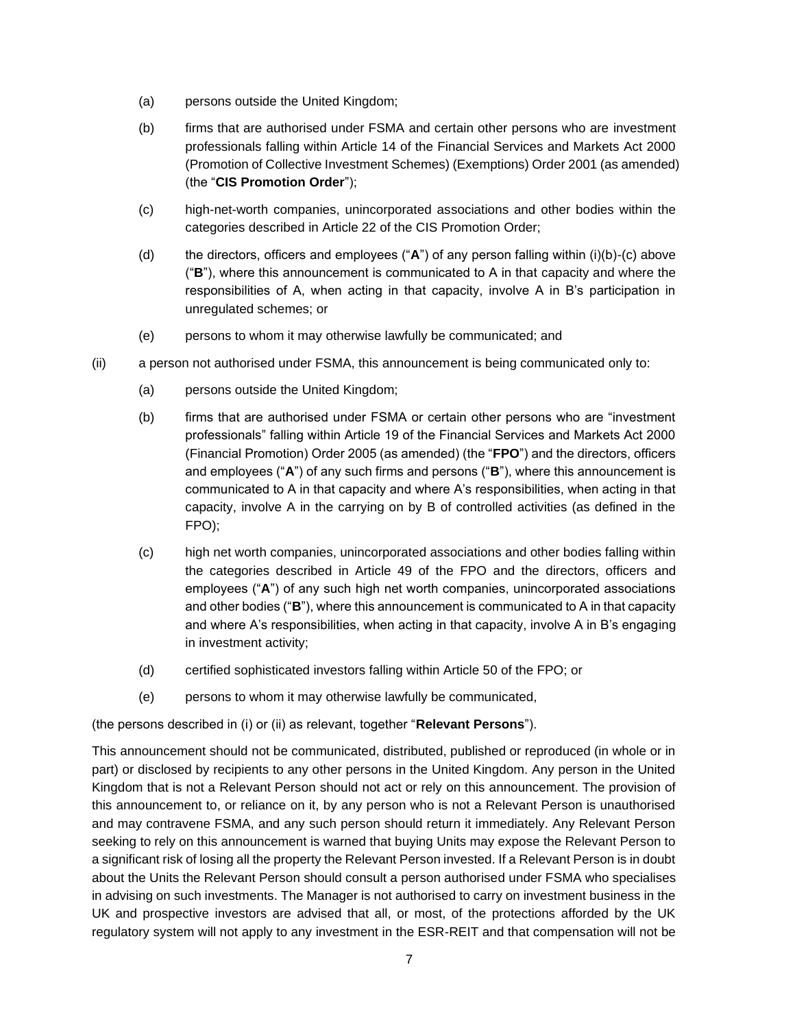(a) persons outside the United Kingdom;

(b) firms that are authorised under FSMA and certain other persons who are investment professionals falling within Article 14 of the Financial Services and Markets Act 2000 (Promotion of Collective Investment Schemes) (Exemptions) Order 2001 (as amended) (the "**CIS Promotion Order**");

(c) high-net-worth companies, unincorporated associations and other bodies within the categories described in Article 22 of the CIS Promotion Order;

(d) the directors, officers and employees ("**A**") of any person falling within (i)(b)-(c) above ("**B**"), where this announcement is communicated to A in that capacity and where the responsibilities of A, when acting in that capacity, involve A in B's participation in unregulated schemes; or

(e) persons to whom it may otherwise lawfully be communicated; and

(ii) a person not authorised under FSMA, this announcement is being communicated only to:

(a) persons outside the United Kingdom;

(b) firms that are authorised under FSMA or certain other persons who are "investment professionals" falling within Article 19 of the Financial Services and Markets Act 2000 (Financial Promotion) Order 2005 (as amended) (the "**FPO**") and the directors, officers and employees ("**A**") of any such firms and persons ("**B**"), where this announcement is communicated to A in that capacity and where A's responsibilities, when acting in that capacity, involve A in the carrying on by B of controlled activities (as defined in the FPO);

(c) high net worth companies, unincorporated associations and other bodies falling within the categories described in Article 49 of the FPO and the directors, officers and employees ("**A**") of any such high net worth companies, unincorporated associations and other bodies ("**B**"), where this announcement is communicated to A in that capacity and where A's responsibilities, when acting in that capacity, involve A in B's engaging in investment activity;

(d) certified sophisticated investors falling within Article 50 of the FPO; or

(e) persons to whom it may otherwise lawfully be communicated,

(the persons described in (i) or (ii) as relevant, together "**Relevant Persons**").

This announcement should not be communicated, distributed, published or reproduced (in whole or in part) or disclosed by recipients to any other persons in the United Kingdom. Any person in the United Kingdom that is not a Relevant Person should not act or rely on this announcement. The provision of this announcement to, or reliance on it, by any person who is not a Relevant Person is unauthorised and may contravene FSMA, and any such person should return it immediately. Any Relevant Person seeking to rely on this announcement is warned that buying Units may expose the Relevant Person to a significant risk of losing all the property the Relevant Person invested. If a Relevant Person is in doubt about the Units the Relevant Person should consult a person authorised under FSMA who specialises in advising on such investments. The Manager is not authorised to carry on investment business in the UK and prospective investors are advised that all, or most, of the protections afforded by the UK regulatory system will not apply to any investment in the ESR-REIT and that compensation will not be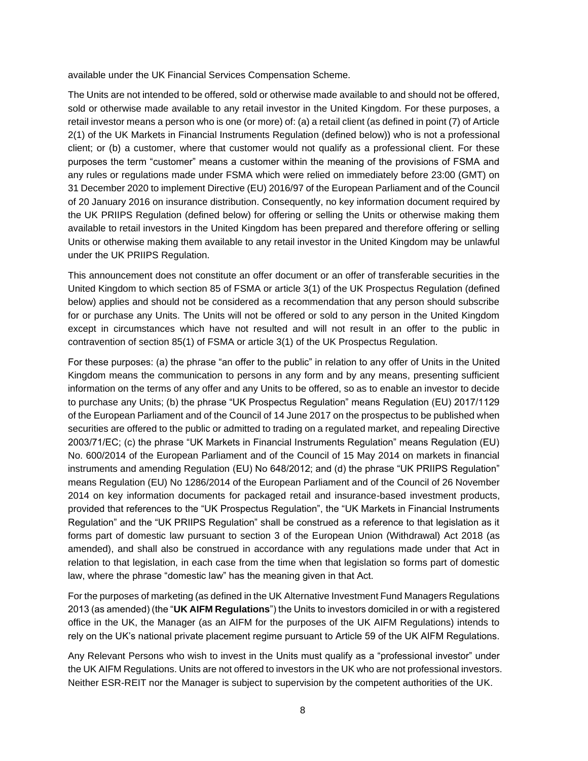available under the UK Financial Services Compensation Scheme.

The Units are not intended to be offered, sold or otherwise made available to and should not be offered, sold or otherwise made available to any retail investor in the United Kingdom. For these purposes, a retail investor means a person who is one (or more) of: (a) a retail client (as defined in point (7) of Article 2(1) of the UK Markets in Financial Instruments Regulation (defined below)) who is not a professional client; or (b) a customer, where that customer would not qualify as a professional client. For these purposes the term "customer" means a customer within the meaning of the provisions of FSMA and any rules or regulations made under FSMA which were relied on immediately before 23:00 (GMT) on 31 December 2020 to implement Directive (EU) 2016/97 of the European Parliament and of the Council of 20 January 2016 on insurance distribution. Consequently, no key information document required by the UK PRIIPS Regulation (defined below) for offering or selling the Units or otherwise making them available to retail investors in the United Kingdom has been prepared and therefore offering or selling Units or otherwise making them available to any retail investor in the United Kingdom may be unlawful under the UK PRIIPS Regulation.

This announcement does not constitute an offer document or an offer of transferable securities in the United Kingdom to which section 85 of FSMA or article 3(1) of the UK Prospectus Regulation (defined below) applies and should not be considered as a recommendation that any person should subscribe for or purchase any Units. The Units will not be offered or sold to any person in the United Kingdom except in circumstances which have not resulted and will not result in an offer to the public in contravention of section 85(1) of FSMA or article 3(1) of the UK Prospectus Regulation.

For these purposes: (a) the phrase "an offer to the public" in relation to any offer of Units in the United Kingdom means the communication to persons in any form and by any means, presenting sufficient information on the terms of any offer and any Units to be offered, so as to enable an investor to decide to purchase any Units; (b) the phrase "UK Prospectus Regulation" means Regulation (EU) 2017/1129 of the European Parliament and of the Council of 14 June 2017 on the prospectus to be published when securities are offered to the public or admitted to trading on a regulated market, and repealing Directive 2003/71/EC; (c) the phrase "UK Markets in Financial Instruments Regulation" means Regulation (EU) No. 600/2014 of the European Parliament and of the Council of 15 May 2014 on markets in financial instruments and amending Regulation (EU) No 648/2012; and (d) the phrase "UK PRIIPS Regulation" means Regulation (EU) No 1286/2014 of the European Parliament and of the Council of 26 November 2014 on key information documents for packaged retail and insurance-based investment products, provided that references to the "UK Prospectus Regulation", the "UK Markets in Financial Instruments Regulation" and the "UK PRIIPS Regulation" shall be construed as a reference to that legislation as it forms part of domestic law pursuant to section 3 of the European Union (Withdrawal) Act 2018 (as amended), and shall also be construed in accordance with any regulations made under that Act in relation to that legislation, in each case from the time when that legislation so forms part of domestic law, where the phrase "domestic law" has the meaning given in that Act.

For the purposes of marketing (as defined in the UK Alternative Investment Fund Managers Regulations 2013 (as amended) (the "**UK AIFM Regulations**") the Units to investors domiciled in or with a registered office in the UK, the Manager (as an AIFM for the purposes of the UK AIFM Regulations) intends to rely on the UK's national private placement regime pursuant to Article 59 of the UK AIFM Regulations.

Any Relevant Persons who wish to invest in the Units must qualify as a "professional investor" under the UK AIFM Regulations. Units are not offered to investors in the UK who are not professional investors. Neither ESR-REIT nor the Manager is subject to supervision by the competent authorities of the UK.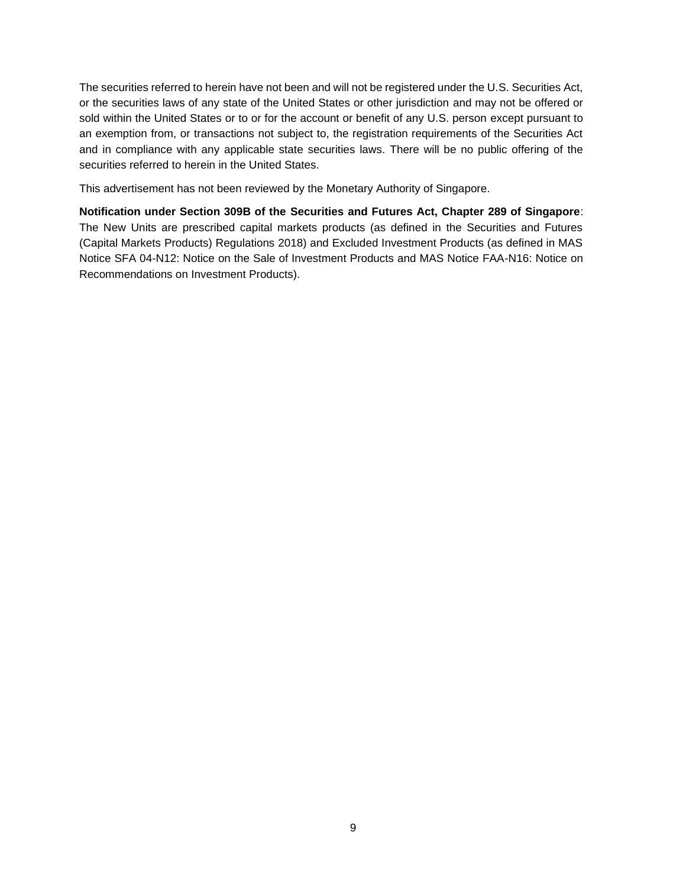The securities referred to herein have not been and will not be registered under the U.S. Securities Act, or the securities laws of any state of the United States or other jurisdiction and may not be offered or sold within the United States or to or for the account or benefit of any U.S. person except pursuant to an exemption from, or transactions not subject to, the registration requirements of the Securities Act and in compliance with any applicable state securities laws. There will be no public offering of the securities referred to herein in the United States.

This advertisement has not been reviewed by the Monetary Authority of Singapore.

**Notification under Section 309B of the Securities and Futures Act, Chapter 289 of Singapore**: The New Units are prescribed capital markets products (as defined in the Securities and Futures (Capital Markets Products) Regulations 2018) and Excluded Investment Products (as defined in MAS Notice SFA 04-N12: Notice on the Sale of Investment Products and MAS Notice FAA-N16: Notice on Recommendations on Investment Products).